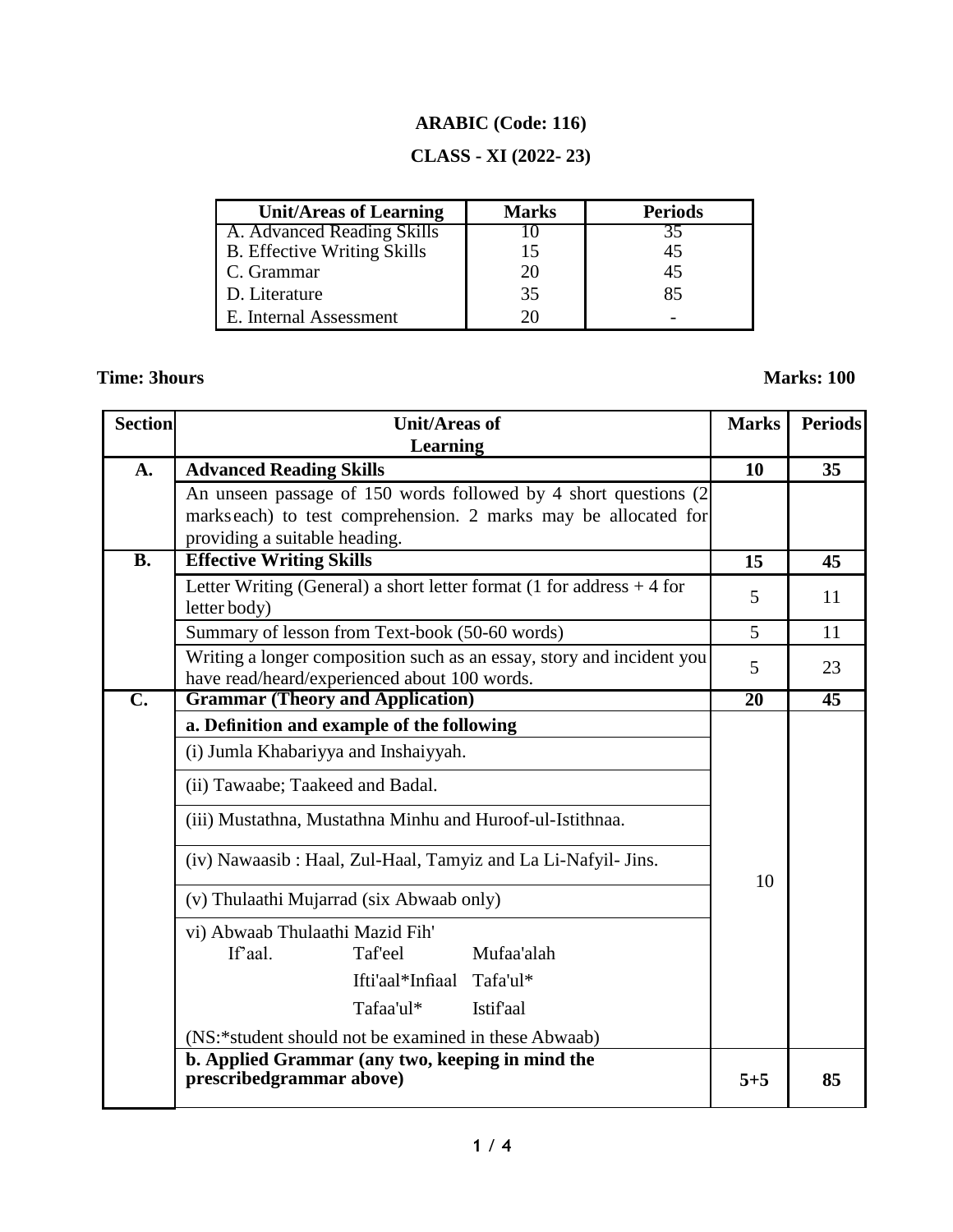# ARABIC (Code: 116)

## CLASS - XI (2022- 23)

| Unit/Areas of Learning | Marks | Periods |
|---|---|---|
| A. Advanced Reading Skills | 10 | 35 |
| B. Effective Writing Skills | 15 | 45 |
| C. Grammar | 20 | 45 |
| D. Literature | 35 | 85 |
| E. Internal Assessment | 20 | - |

**Time: 3hours** **Marks: 100**

| Section | Unit/Areas of Learning | Marks | Periods |
|---|---|---|---|
| **A.** | **Advanced Reading Skills** | **10** | **35** |
| | An unseen passage of 150 words followed by 4 short questions (2 marks each) to test comprehension. 2 marks may be allocated for providing a suitable heading. | | |
| **B.** | **Effective Writing Skills** | **15** | **45** |
| | Letter Writing (General) a short letter format (1 for address + 4 for letter body) | 5 | 11 |
| | Summary of lesson from Text-book (50-60 words) | 5 | 11 |
| | Writing a longer composition such as an essay, story and incident you have read/heard/experienced about 100 words. | 5 | 23 |
| **C.** | **Grammar (Theory and Application)** | **20** | **45** |
| | **a. Definition and example of the following** | 10 | |
| | (i) Jumla Khabariyya and Inshaiyyah. | | |
| | (ii) Tawaabe; Taakeed and Badal. | | |
| | (iii) Mustathna, Mustathna Minhu and Huroof-ul-Istithnaa. | | |
| | (iv) Nawaasib : Haal, Zul-Haal, Tamyiz and La Li-Nafyil- Jins. | | |
| | (v) Thulaathi Mujarrad (six Abwaab only) | | |
| | vi) Abwaab Thulaathi Mazid Fih' <br> If'aal. Taf'eel Mufaa'alah <br> Ifti'aal*Infiaal Tafa'ul* <br> Tafaa'ul* Istif'aal <br> (NS:*student should not be examined in these Abwaab) | | |
| | **b. Applied Grammar (any two, keeping in mind the prescribedgrammar above)** | **5+5** | **85** |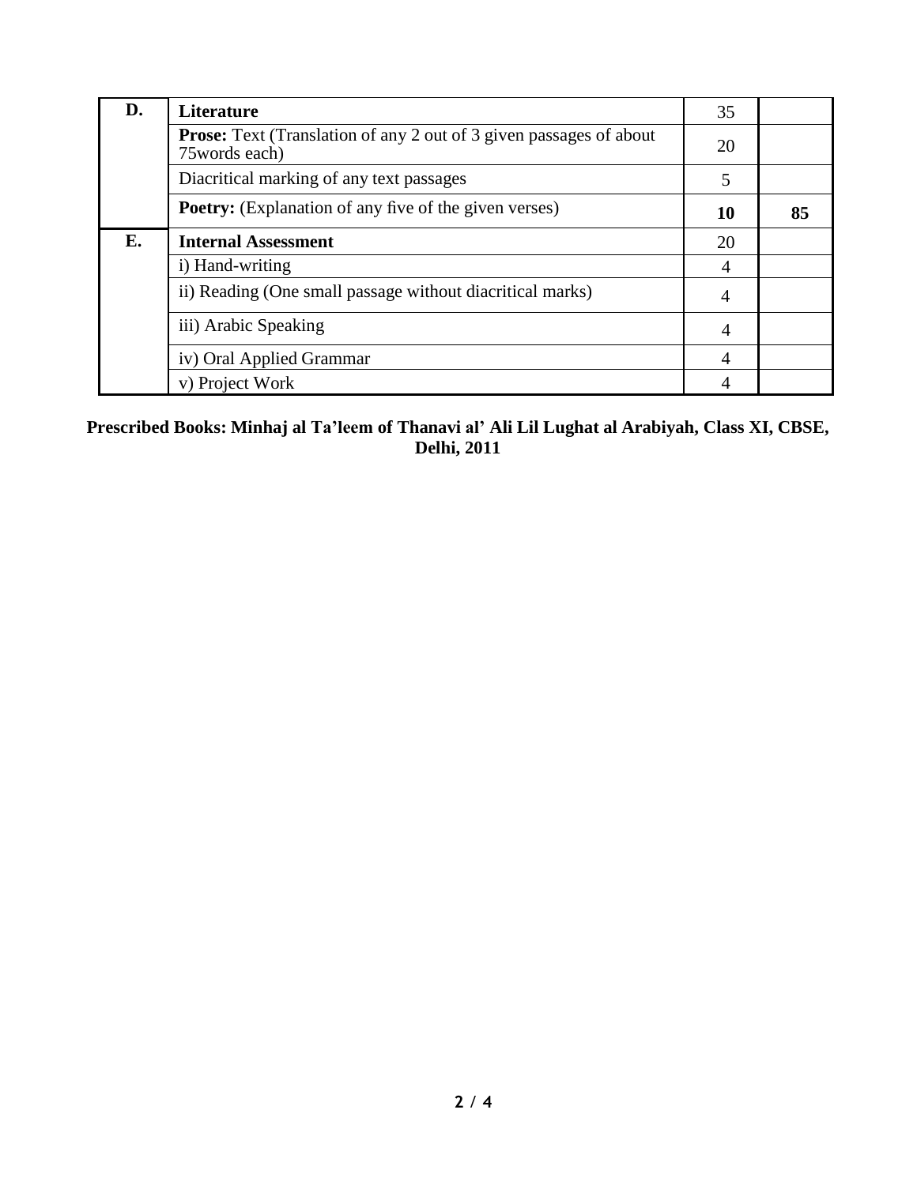| | | | |
|---|---|---|---|
| **D.** | **Literature** | 35 | |
| | **Prose:** Text (Translation of any 2 out of 3 given passages of about 75words each) | 20 | |
| | Diacritical marking of any text passages | 5 | |
| | **Poetry:** (Explanation of any five of the given verses) | **10** | **85** |
| **E.** | **Internal Assessment** | 20 | |
| | i) Hand-writing | 4 | |
| | ii) Reading (One small passage without diacritical marks) | 4 | |
| | iii) Arabic Speaking | 4 | |
| | iv) Oral Applied Grammar | 4 | |
| | v) Project Work | 4 | |

**Prescribed Books: Minhaj al Ta'leem of Thanavi al' Ali Lil Lughat al Arabiyah, Class XI, CBSE, Delhi, 2011**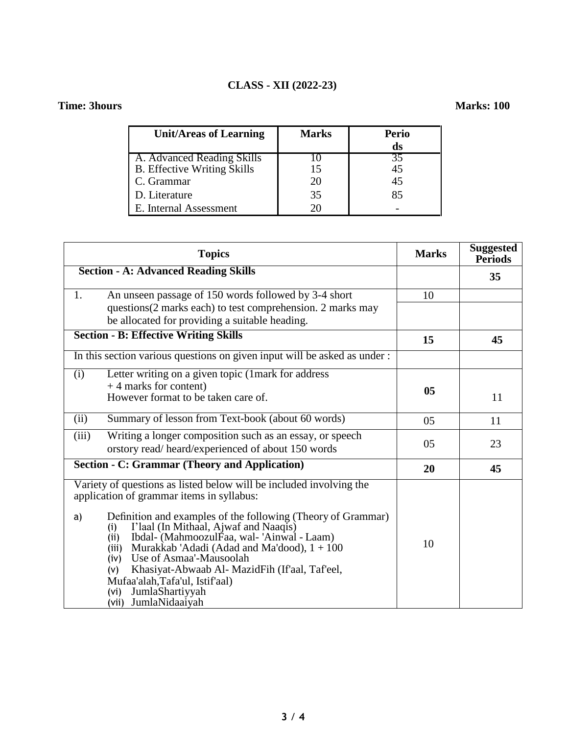**CLASS - XII (2022-23)**

**Time: 3hours** **Marks: 100**

| Unit/Areas of Learning | Marks | Periods |
|---|---|---|
| A. Advanced Reading Skills | 10 | 35 |
| B. Effective Writing Skills | 15 | 45 |
| C. Grammar | 20 | 45 |
| D. Literature | 35 | 85 |
| E. Internal Assessment | 20 | - |

| Topics | Marks | Suggested Periods |
|---|---|---|
| **Section - A: Advanced Reading Skills** | | **35** |
| 1. An unseen passage of 150 words followed by 3-4 short questions(2 marks each) to test comprehension. 2 marks may be allocated for providing a suitable heading. | 10 | |
| **Section - B: Effective Writing Skills** | **15** | **45** |
| In this section various questions on given input will be asked as under : | | |
| (i) Letter writing on a given topic (1mark for address + 4 marks for content) However format to be taken care of. | **05** | 11 |
| (ii) Summary of lesson from Text-book (about 60 words) | 05 | 11 |
| (iii) Writing a longer composition such as an essay, or speech orstory read/ heard/experienced of about 150 words | 05 | 23 |
| **Section - C: Grammar (Theory and Application)** | **20** | **45** |
| Variety of questions as listed below will be included involving the application of grammar items in syllabus:<br><br>a) Definition and examples of the following (Theory of Grammar)<br>(i) I'laal (In Mithaal, Ajwaf and Naaqis)<br>(ii) Ibdal- (MahmoozulFaa, wal- 'Ainwal - Laam)<br>(iii) Murakkab 'Adadi (Adad and Ma'dood), 1 + 100<br>(iv) Use of Asmaa'-Mausoolah<br>(v) Khasiyat-Abwaab Al- MazidFih (If'aal, Taf'eel, Mufaa'alah,Tafa'ul, Istif'aal)<br>(vi) JumlaShartiyyah<br>(vii) JumlaNidaaiyah | 10 | |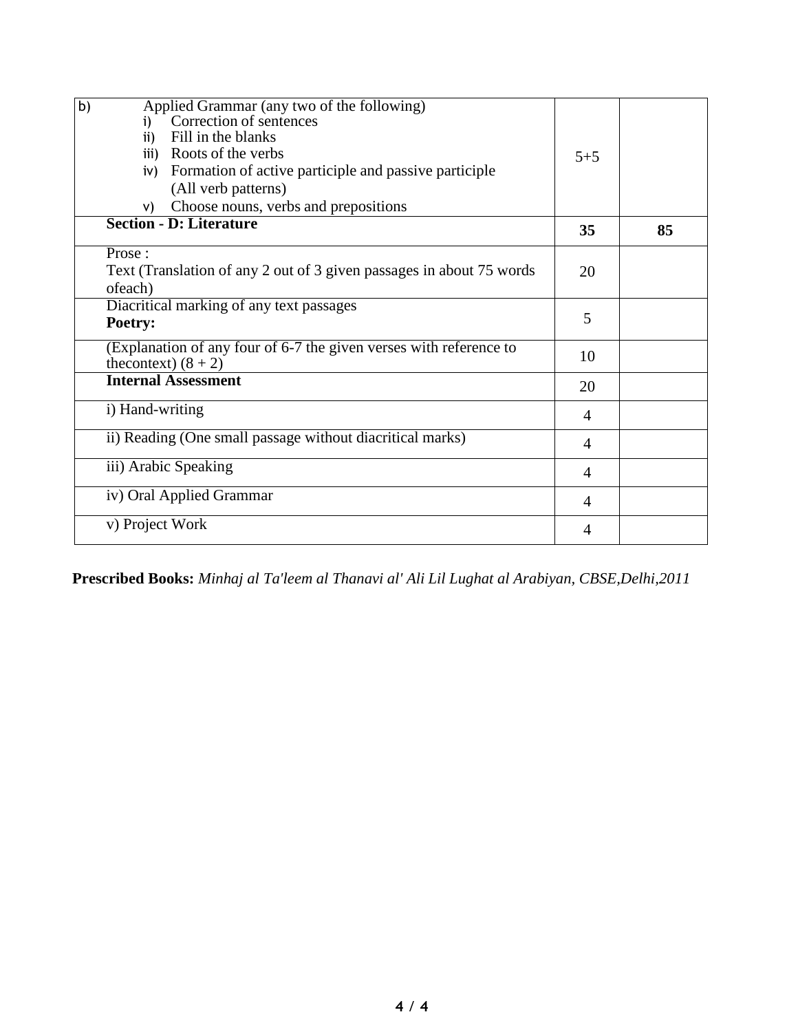| | | |
|---|---|---|
| b) Applied Grammar (any two of the following)<br>i) Correction of sentences<br>ii) Fill in the blanks<br>iii) Roots of the verbs<br>iv) Formation of active participle and passive participle (All verb patterns)<br>v) Choose nouns, verbs and prepositions | 5+5 | |
| **Section - D: Literature** | **35** | **85** |
| Prose :<br>Text (Translation of any 2 out of 3 given passages in about 75 words ofeach) | 20 | |
| Diacritical marking of any text passages<br>**Poetry:** | 5 | |
| (Explanation of any four of 6-7 the given verses with reference to thecontext) (8 + 2) | 10 | |
| **Internal Assessment** | 20 | |
| i) Hand-writing | 4 | |
| ii) Reading (One small passage without diacritical marks) | 4 | |
| iii) Arabic Speaking | 4 | |
| iv) Oral Applied Grammar | 4 | |
| v) Project Work | 4 | |

**Prescribed Books:** *Minhaj al Ta'leem al Thanavi al' Ali Lil Lughat al Arabiyan, CBSE,Delhi,2011*